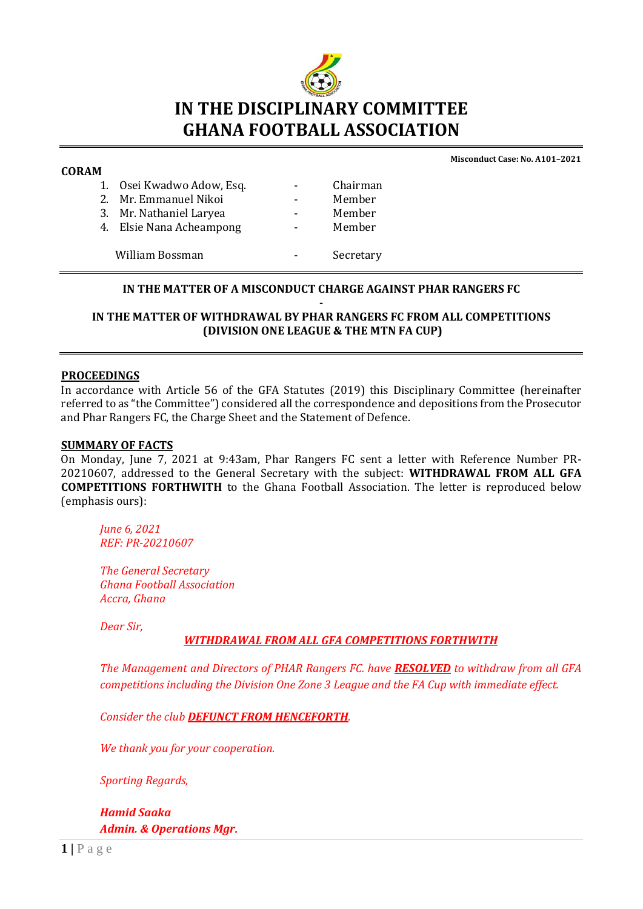# IN THE DISCIPLINARY COMMITTEE
# GHANA FOOTBALL ASSOCIATION

**Misconduct Case: No. A101–2021**

**CORAM**

| | | |
|---|---|---|
| 1. Osei Kwadwo Adow, Esq. | - | Chairman |
| 2. Mr. Emmanuel Nikoi | - | Member |
| 3. Mr. Nathaniel Laryea | - | Member |
| 4. Elsie Nana Acheampong | - | Member |
| William Bossman | - | Secretary |

**IN THE MATTER OF A MISCONDUCT CHARGE AGAINST PHAR RANGERS FC**

**-**

**IN THE MATTER OF WITHDRAWAL BY PHAR RANGERS FC FROM ALL COMPETITIONS (DIVISION ONE LEAGUE & THE MTN FA CUP)**

## PROCEEDINGS

In accordance with Article 56 of the GFA Statutes (2019) this Disciplinary Committee (hereinafter referred to as "the Committee") considered all the correspondence and depositions from the Prosecutor and Phar Rangers FC, the Charge Sheet and the Statement of Defence.

## SUMMARY OF FACTS

On Monday, June 7, 2021 at 9:43am, Phar Rangers FC sent a letter with Reference Number PR-20210607, addressed to the General Secretary with the subject: **WITHDRAWAL FROM ALL GFA COMPETITIONS FORTHWITH** to the Ghana Football Association. The letter is reproduced below (emphasis ours):

> *June 6, 2021*
> *REF: PR-20210607*
>
> *The General Secretary*
> *Ghana Football Association*
> *Accra, Ghana*
>
> *Dear Sir,*
>
> ***WITHDRAWAL FROM ALL GFA COMPETITIONS FORTHWITH***
>
> *The Management and Directors of PHAR Rangers FC. have **RESOLVED** to withdraw from all GFA competitions including the Division One Zone 3 League and the FA Cup with immediate effect.*
>
> *Consider the club **DEFUNCT FROM HENCEFORTH**.*
>
> *We thank you for your cooperation.*
>
> *Sporting Regards,*
>
> ***Hamid Saaka***
> ***Admin. & Operations Mgr.***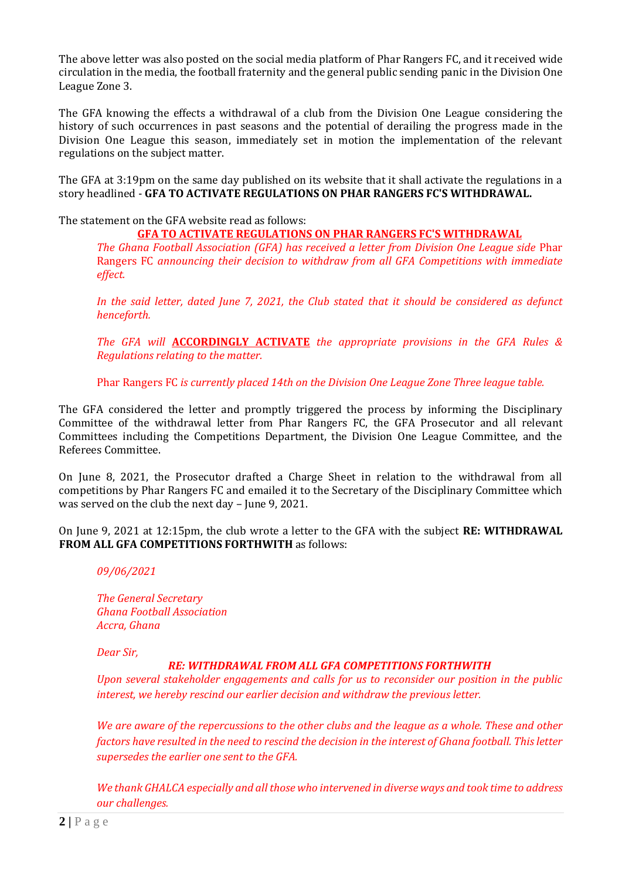The above letter was also posted on the social media platform of Phar Rangers FC, and it received wide circulation in the media, the football fraternity and the general public sending panic in the Division One League Zone 3.

The GFA knowing the effects a withdrawal of a club from the Division One League considering the history of such occurrences in past seasons and the potential of derailing the progress made in the Division One League this season, immediately set in motion the implementation of the relevant regulations on the subject matter.

The GFA at 3:19pm on the same day published on its website that it shall activate the regulations in a story headlined - **GFA TO ACTIVATE REGULATIONS ON PHAR RANGERS FC'S WITHDRAWAL.**

The statement on the GFA website read as follows:

> **GFA TO ACTIVATE REGULATIONS ON PHAR RANGERS FC'S WITHDRAWAL**
>
> *The Ghana Football Association (GFA) has received a letter from Division One League side* Phar Rangers FC *announcing their decision to withdraw from all GFA Competitions with immediate effect.*
>
> *In the said letter, dated June 7, 2021, the Club stated that it should be considered as defunct henceforth.*
>
> *The GFA will* **ACCORDINGLY ACTIVATE** *the appropriate provisions in the GFA Rules & Regulations relating to the matter.*
>
> Phar Rangers FC *is currently placed 14th on the Division One League Zone Three league table.*

The GFA considered the letter and promptly triggered the process by informing the Disciplinary Committee of the withdrawal letter from Phar Rangers FC, the GFA Prosecutor and all relevant Committees including the Competitions Department, the Division One League Committee, and the Referees Committee.

On June 8, 2021, the Prosecutor drafted a Charge Sheet in relation to the withdrawal from all competitions by Phar Rangers FC and emailed it to the Secretary of the Disciplinary Committee which was served on the club the next day – June 9, 2021.

On June 9, 2021 at 12:15pm, the club wrote a letter to the GFA with the subject **RE: WITHDRAWAL FROM ALL GFA COMPETITIONS FORTHWITH** as follows:

> *09/06/2021*
>
> *The General Secretary*
> *Ghana Football Association*
> *Accra, Ghana*
>
> *Dear Sir,*
>
> ***RE: WITHDRAWAL FROM ALL GFA COMPETITIONS FORTHWITH***
>
> *Upon several stakeholder engagements and calls for us to reconsider our position in the public interest, we hereby rescind our earlier decision and withdraw the previous letter.*
>
> *We are aware of the repercussions to the other clubs and the league as a whole. These and other factors have resulted in the need to rescind the decision in the interest of Ghana football. This letter supersedes the earlier one sent to the GFA.*
>
> *We thank GHALCA especially and all those who intervened in diverse ways and took time to address our challenges.*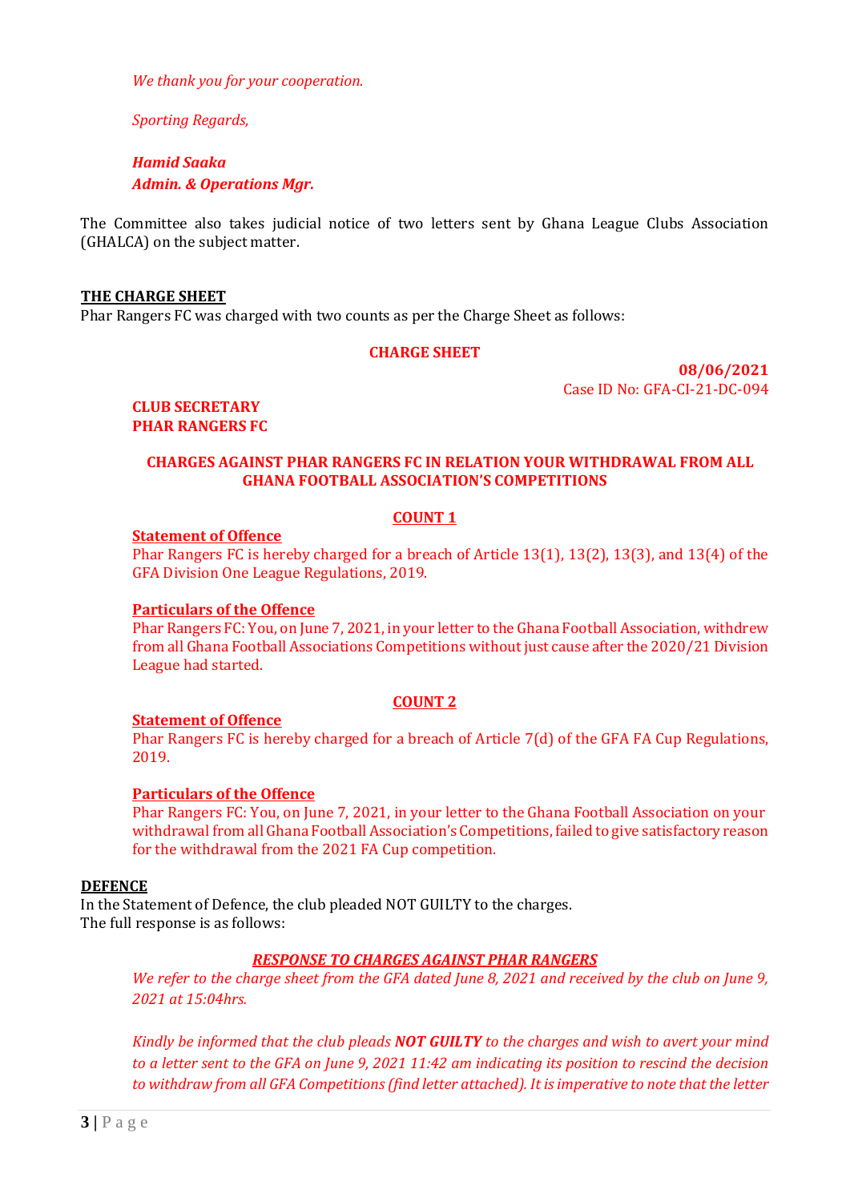*We thank you for your cooperation.*

*Sporting Regards,*

***Hamid Saaka***
***Admin. & Operations Mgr.***

The Committee also takes judicial notice of two letters sent by Ghana League Clubs Association (GHALCA) on the subject matter.

## THE CHARGE SHEET

Phar Rangers FC was charged with two counts as per the Charge Sheet as follows:

**CHARGE SHEET**

**08/06/2021**
Case ID No: GFA-CI-21-DC-094

**CLUB SECRETARY**
**PHAR RANGERS FC**

**CHARGES AGAINST PHAR RANGERS FC IN RELATION YOUR WITHDRAWAL FROM ALL GHANA FOOTBALL ASSOCIATION'S COMPETITIONS**

**COUNT 1**

**Statement of Offence**
Phar Rangers FC is hereby charged for a breach of Article 13(1), 13(2), 13(3), and 13(4) of the GFA Division One League Regulations, 2019.

**Particulars of the Offence**
Phar Rangers FC: You, on June 7, 2021, in your letter to the Ghana Football Association, withdrew from all Ghana Football Associations Competitions without just cause after the 2020/21 Division League had started.

**COUNT 2**

**Statement of Offence**
Phar Rangers FC is hereby charged for a breach of Article 7(d) of the GFA FA Cup Regulations, 2019.

**Particulars of the Offence**
Phar Rangers FC: You, on June 7, 2021, in your letter to the Ghana Football Association on your withdrawal from all Ghana Football Association's Competitions, failed to give satisfactory reason for the withdrawal from the 2021 FA Cup competition.

## DEFENCE

In the Statement of Defence, the club pleaded NOT GUILTY to the charges.
The full response is as follows:

***RESPONSE TO CHARGES AGAINST PHAR RANGERS***

*We refer to the charge sheet from the GFA dated June 8, 2021 and received by the club on June 9, 2021 at 15:04hrs.*

*Kindly be informed that the club pleads **NOT GUILTY** to the charges and wish to avert your mind to a letter sent to the GFA on June 9, 2021 11:42 am indicating its position to rescind the decision to withdraw from all GFA Competitions (find letter attached). It is imperative to note that the letter*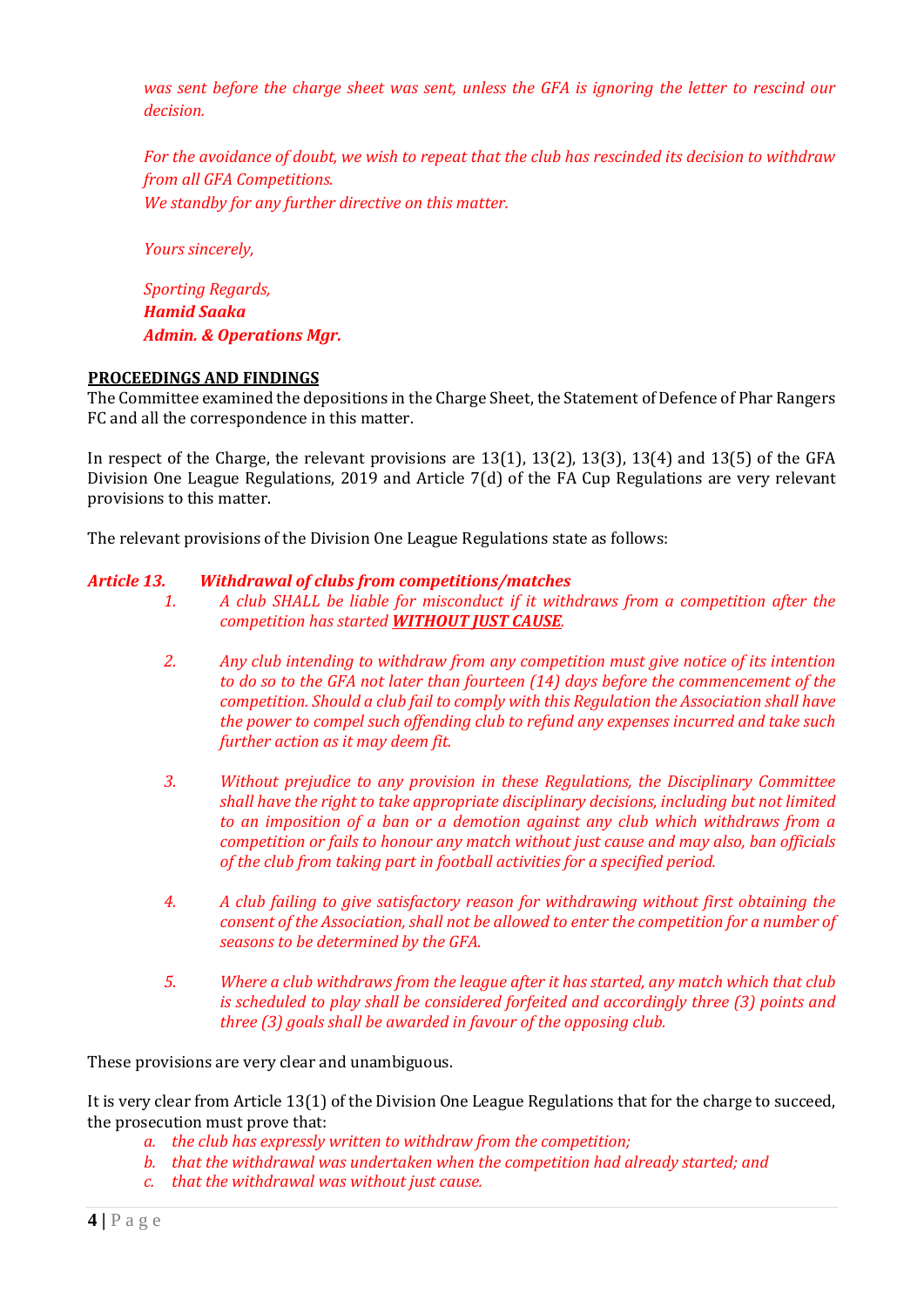*was sent before the charge sheet was sent, unless the GFA is ignoring the letter to rescind our decision.*

*For the avoidance of doubt, we wish to repeat that the club has rescinded its decision to withdraw from all GFA Competitions.*
*We standby for any further directive on this matter.*

*Yours sincerely,*

*Sporting Regards,*
***Hamid Saaka***
***Admin. & Operations Mgr.***

**PROCEEDINGS AND FINDINGS**

The Committee examined the depositions in the Charge Sheet, the Statement of Defence of Phar Rangers FC and all the correspondence in this matter.

In respect of the Charge, the relevant provisions are 13(1), 13(2), 13(3), 13(4) and 13(5) of the GFA Division One League Regulations, 2019 and Article 7(d) of the FA Cup Regulations are very relevant provisions to this matter.

The relevant provisions of the Division One League Regulations state as follows:

***Article 13. Withdrawal of clubs from competitions/matches***

1. *A club SHALL be liable for misconduct if it withdraws from a competition after the competition has started **WITHOUT JUST CAUSE**.*

2. *Any club intending to withdraw from any competition must give notice of its intention to do so to the GFA not later than fourteen (14) days before the commencement of the competition. Should a club fail to comply with this Regulation the Association shall have the power to compel such offending club to refund any expenses incurred and take such further action as it may deem fit.*

3. *Without prejudice to any provision in these Regulations, the Disciplinary Committee shall have the right to take appropriate disciplinary decisions, including but not limited to an imposition of a ban or a demotion against any club which withdraws from a competition or fails to honour any match without just cause and may also, ban officials of the club from taking part in football activities for a specified period.*

4. *A club failing to give satisfactory reason for withdrawing without first obtaining the consent of the Association, shall not be allowed to enter the competition for a number of seasons to be determined by the GFA.*

5. *Where a club withdraws from the league after it has started, any match which that club is scheduled to play shall be considered forfeited and accordingly three (3) points and three (3) goals shall be awarded in favour of the opposing club.*

These provisions are very clear and unambiguous.

It is very clear from Article 13(1) of the Division One League Regulations that for the charge to succeed, the prosecution must prove that:

a. *the club has expressly written to withdraw from the competition;*
b. *that the withdrawal was undertaken when the competition had already started; and*
c. *that the withdrawal was without just cause.*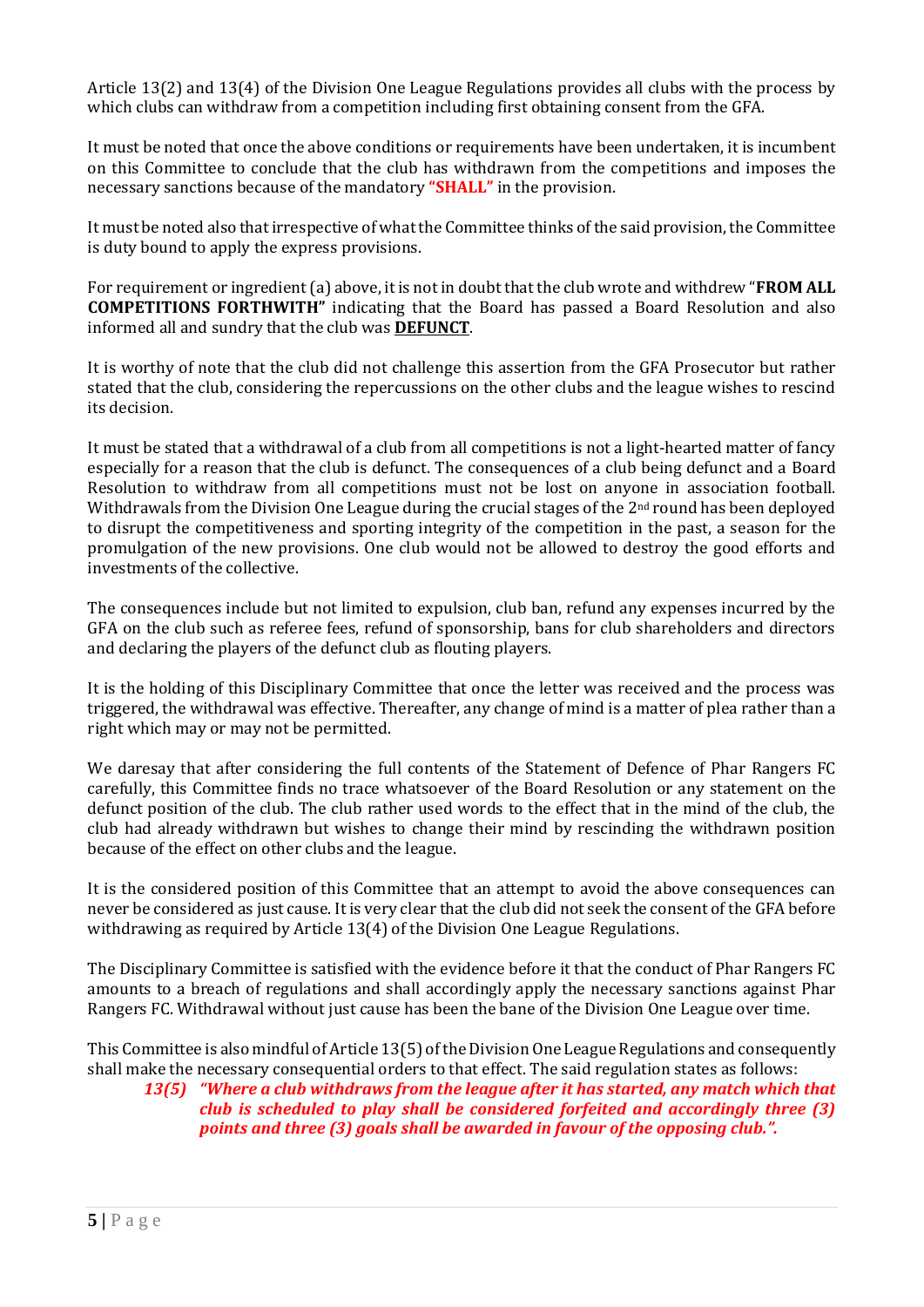Article 13(2) and 13(4) of the Division One League Regulations provides all clubs with the process by which clubs can withdraw from a competition including first obtaining consent from the GFA.

It must be noted that once the above conditions or requirements have been undertaken, it is incumbent on this Committee to conclude that the club has withdrawn from the competitions and imposes the necessary sanctions because of the mandatory **"SHALL"** in the provision.

It must be noted also that irrespective of what the Committee thinks of the said provision, the Committee is duty bound to apply the express provisions.

For requirement or ingredient (a) above, it is not in doubt that the club wrote and withdrew "**FROM ALL COMPETITIONS FORTHWITH"** indicating that the Board has passed a Board Resolution and also informed all and sundry that the club was **DEFUNCT**.

It is worthy of note that the club did not challenge this assertion from the GFA Prosecutor but rather stated that the club, considering the repercussions on the other clubs and the league wishes to rescind its decision.

It must be stated that a withdrawal of a club from all competitions is not a light-hearted matter of fancy especially for a reason that the club is defunct. The consequences of a club being defunct and a Board Resolution to withdraw from all competitions must not be lost on anyone in association football. Withdrawals from the Division One League during the crucial stages of the 2nd round has been deployed to disrupt the competitiveness and sporting integrity of the competition in the past, a season for the promulgation of the new provisions. One club would not be allowed to destroy the good efforts and investments of the collective.

The consequences include but not limited to expulsion, club ban, refund any expenses incurred by the GFA on the club such as referee fees, refund of sponsorship, bans for club shareholders and directors and declaring the players of the defunct club as flouting players.

It is the holding of this Disciplinary Committee that once the letter was received and the process was triggered, the withdrawal was effective. Thereafter, any change of mind is a matter of plea rather than a right which may or may not be permitted.

We daresay that after considering the full contents of the Statement of Defence of Phar Rangers FC carefully, this Committee finds no trace whatsoever of the Board Resolution or any statement on the defunct position of the club. The club rather used words to the effect that in the mind of the club, the club had already withdrawn but wishes to change their mind by rescinding the withdrawn position because of the effect on other clubs and the league.

It is the considered position of this Committee that an attempt to avoid the above consequences can never be considered as just cause. It is very clear that the club did not seek the consent of the GFA before withdrawing as required by Article 13(4) of the Division One League Regulations.

The Disciplinary Committee is satisfied with the evidence before it that the conduct of Phar Rangers FC amounts to a breach of regulations and shall accordingly apply the necessary sanctions against Phar Rangers FC. Withdrawal without just cause has been the bane of the Division One League over time.

This Committee is also mindful of Article 13(5) of the Division One League Regulations and consequently shall make the necessary consequential orders to that effect. The said regulation states as follows:

> ***13(5) "Where a club withdraws from the league after it has started, any match which that club is scheduled to play shall be considered forfeited and accordingly three (3) points and three (3) goals shall be awarded in favour of the opposing club.".***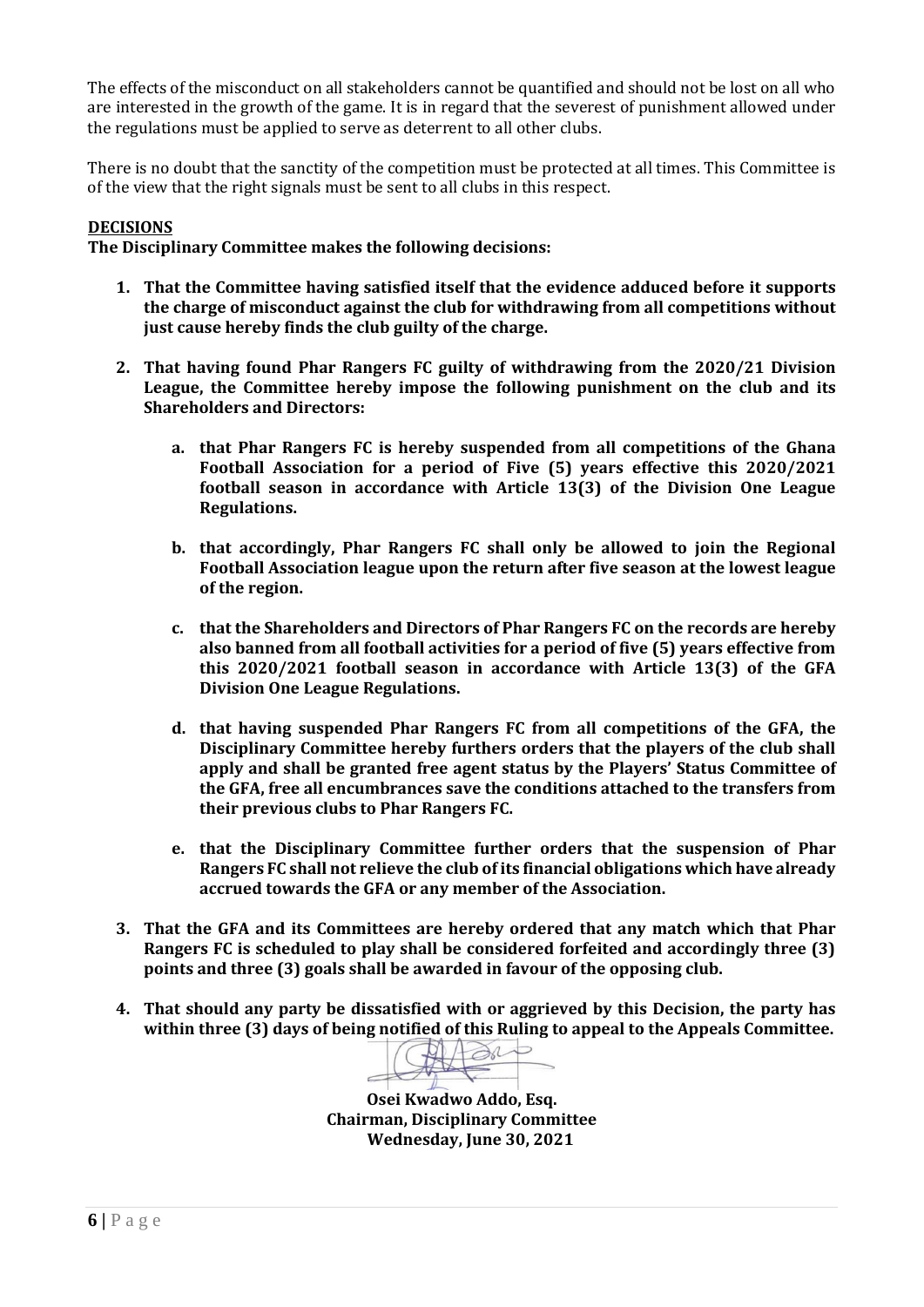The effects of the misconduct on all stakeholders cannot be quantified and should not be lost on all who are interested in the growth of the game. It is in regard that the severest of punishment allowed under the regulations must be applied to serve as deterrent to all other clubs.

There is no doubt that the sanctity of the competition must be protected at all times. This Committee is of the view that the right signals must be sent to all clubs in this respect.

**DECISIONS**

**The Disciplinary Committee makes the following decisions:**

1. **That the Committee having satisfied itself that the evidence adduced before it supports the charge of misconduct against the club for withdrawing from all competitions without just cause hereby finds the club guilty of the charge.**

2. **That having found Phar Rangers FC guilty of withdrawing from the 2020/21 Division League, the Committee hereby impose the following punishment on the club and its Shareholders and Directors:**

   a. **that Phar Rangers FC is hereby suspended from all competitions of the Ghana Football Association for a period of Five (5) years effective this 2020/2021 football season in accordance with Article 13(3) of the Division One League Regulations.**

   b. **that accordingly, Phar Rangers FC shall only be allowed to join the Regional Football Association league upon the return after five season at the lowest league of the region.**

   c. **that the Shareholders and Directors of Phar Rangers FC on the records are hereby also banned from all football activities for a period of five (5) years effective from this 2020/2021 football season in accordance with Article 13(3) of the GFA Division One League Regulations.**

   d. **that having suspended Phar Rangers FC from all competitions of the GFA, the Disciplinary Committee hereby furthers orders that the players of the club shall apply and shall be granted free agent status by the Players' Status Committee of the GFA, free all encumbrances save the conditions attached to the transfers from their previous clubs to Phar Rangers FC.**

   e. **that the Disciplinary Committee further orders that the suspension of Phar Rangers FC shall not relieve the club of its financial obligations which have already accrued towards the GFA or any member of the Association.**

3. **That the GFA and its Committees are hereby ordered that any match which that Phar Rangers FC is scheduled to play shall be considered forfeited and accordingly three (3) points and three (3) goals shall be awarded in favour of the opposing club.**

4. **That should any party be dissatisfied with or aggrieved by this Decision, the party has within three (3) days of being notified of this Ruling to appeal to the Appeals Committee.**

**Osei Kwadwo Addo, Esq.**
**Chairman, Disciplinary Committee**
**Wednesday, June 30, 2021**